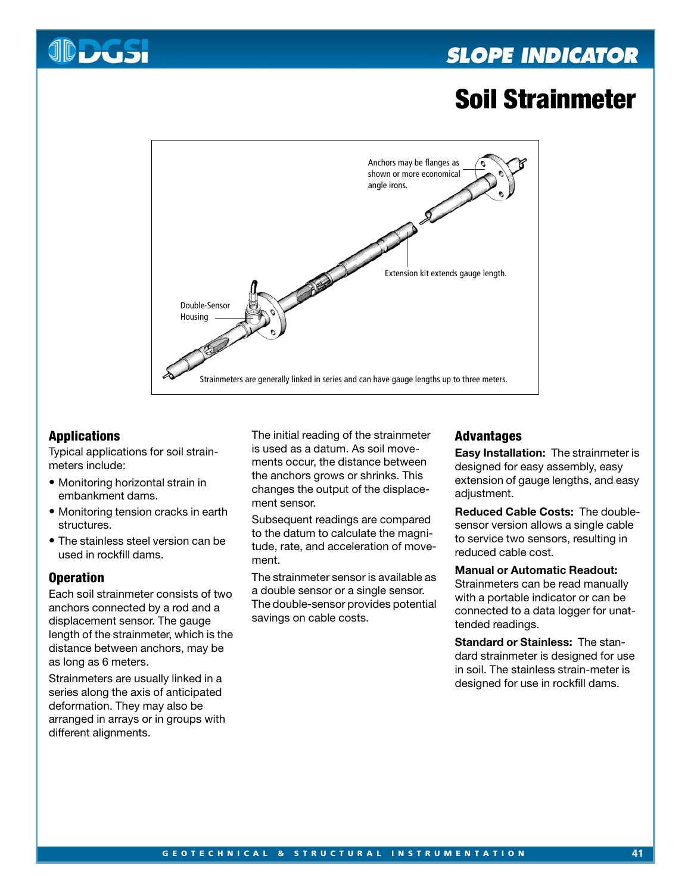# Soil Strainmeter

Anchors may be flanges as shown or more economical angle irons.

Extension kit extends gauge length.

Double-Sensor Housing

Strainmeters are generally linked in series and can have gauge lengths up to three meters.

## Applications

Typical applications for soil strainmeters include:

- Monitoring horizontal strain in embankment dams.
- Monitoring tension cracks in earth structures.
- The stainless steel version can be used in rockfill dams.

## Operation

Each soil strainmeter consists of two anchors connected by a rod and a displacement sensor. The gauge length of the strainmeter, which is the distance between anchors, may be as long as 6 meters.

Strainmeters are usually linked in a series along the axis of anticipated deformation. They may also be arranged in arrays or in groups with different alignments.

The initial reading of the strainmeter is used as a datum. As soil movements occur, the distance between the anchors grows or shrinks. This changes the output of the displacement sensor.

Subsequent readings are compared to the datum to calculate the magnitude, rate, and acceleration of movement.

The strainmeter sensor is available as a double sensor or a single sensor. The double-sensor provides potential savings on cable costs.

## Advantages

**Easy Installation:** The strainmeter is designed for easy assembly, easy extension of gauge lengths, and easy adjustment.

**Reduced Cable Costs:** The double-sensor version allows a single cable to service two sensors, resulting in reduced cable cost.

**Manual or Automatic Readout:** Strainmeters can be read manually with a portable indicator or can be connected to a data logger for unattended readings.

**Standard or Stainless:** The standard strainmeter is designed for use in soil. The stainless strain-meter is designed for use in rockfill dams.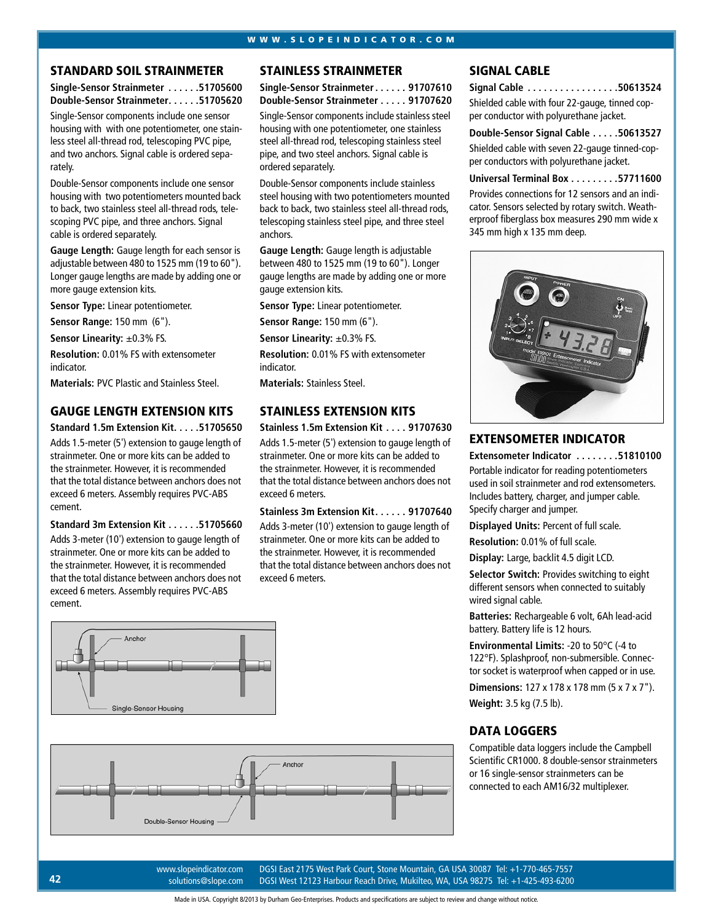## STANDARD SOIL STRAINMETER

**Single-Sensor Strainmeter . . . . . .51705600**
**Double-Sensor Strainmeter. . . . . .51705620**

Single-Sensor components include one sensor housing with with one potentiometer, one stainless steel all-thread rod, one telescoping PVC pipe, and two anchors. Signal cable is ordered separately.

Double-Sensor components include one sensor housing with two potentiometers mounted back to back, two stainless steel all-thread rods, telescoping PVC pipe, and three anchors. Signal cable is ordered separately.

**Gauge Length:** Gauge length for each sensor is adjustable between 480 to 1525 mm (19 to 60"). Longer gauge lengths are made by adding one or more gauge extension kits.

**Sensor Type:** Linear potentiometer.

**Sensor Range:** 150 mm (6").

**Sensor Linearity:** ±0.3% FS.

**Resolution:** 0.01% FS with extensometer indicator.

**Materials:** PVC Plastic and Stainless Steel.

## GAUGE LENGTH EXTENSION KITS

**Standard 1.5m Extension Kit. . . . .51705650**

Adds 1.5-meter (5') extension to gauge length of strainmeter. One or more kits can be added to the strainmeter. However, it is recommended that the total distance between anchors does not exceed 6 meters. Assembly requires PVC-ABS cement.

**Standard 3m Extension Kit . . . . . .51705660**

Adds 3-meter (10') extension to gauge length of strainmeter. One or more kits can be added to the strainmeter. However, it is recommended that the total distance between anchors does not exceed 6 meters. Assembly requires PVC-ABS cement.

Anchor

Single-Sensor Housing

## STAINLESS STRAINMETER

**Single-Sensor Strainmeter . . . . . . 91707610**
**Double-Sensor Strainmeter . . . . . 91707620**

Single-Sensor components include stainless steel housing with one potentiometer, one stainless steel all-thread rod, telescoping stainless steel pipe, and two steel anchors. Signal cable is ordered separately.

Double-Sensor components include stainless steel housing with two potentiometers mounted back to back, two stainless steel all-thread rods, telescoping stainless steel pipe, and three steel anchors.

**Gauge Length:** Gauge length is adjustable between 480 to 1525 mm (19 to 60"). Longer gauge lengths are made by adding one or more gauge extension kits.

**Sensor Type:** Linear potentiometer.

**Sensor Range:** 150 mm (6").

**Sensor Linearity:** ±0.3% FS.

**Resolution:** 0.01% FS with extensometer indicator.

**Materials:** Stainless Steel.

## STAINLESS EXTENSION KITS

**Stainless 1.5m Extension Kit . . . . 91707630**

Adds 1.5-meter (5') extension to gauge length of strainmeter. One or more kits can be added to the strainmeter. However, it is recommended that the total distance between anchors does not exceed 6 meters.

**Stainless 3m Extension Kit. . . . . . 91707640**

Adds 3-meter (10') extension to gauge length of strainmeter. One or more kits can be added to the strainmeter. However, it is recommended that the total distance between anchors does not exceed 6 meters.

Anchor

Double-Sensor Housing

## SIGNAL CABLE

**Signal Cable . . . . . . . . . . . . . . . . .50613524**

Shielded cable with four 22-gauge, tinned copper conductor with polyurethane jacket.

**Double-Sensor Signal Cable . . . . .50613527**

Shielded cable with seven 22-gauge tinned-copper conductors with polyurethane jacket.

**Universal Terminal Box . . . . . . . . .57711600**

Provides connections for 12 sensors and an indicator. Sensors selected by rotary switch. Weatherproof fiberglass box measures 290 mm wide x 345 mm high x 135 mm deep.

## EXTENSOMETER INDICATOR

**Extensometer Indicator . . . . . . . .51810100**

Portable indicator for reading potentiometers used in soil strainmeter and rod extensometers. Includes battery, charger, and jumper cable. Specify charger and jumper.

**Displayed Units:** Percent of full scale.

**Resolution:** 0.01% of full scale.

**Display:** Large, backlit 4.5 digit LCD.

**Selector Switch:** Provides switching to eight different sensors when connected to suitably wired signal cable.

**Batteries:** Rechargeable 6 volt, 6Ah lead-acid battery. Battery life is 12 hours.

**Environmental Limits:** -20 to 50°C (-4 to 122°F). Splashproof, non-submersible. Connector socket is waterproof when capped or in use.

**Dimensions:** 127 x 178 x 178 mm (5 x 7 x 7").

**Weight:** 3.5 kg (7.5 lb).

## DATA LOGGERS

Compatible data loggers include the Campbell Scientific CR1000. 8 double-sensor strainmeters or 16 single-sensor strainmeters can be connected to each AM16/32 multiplexer.